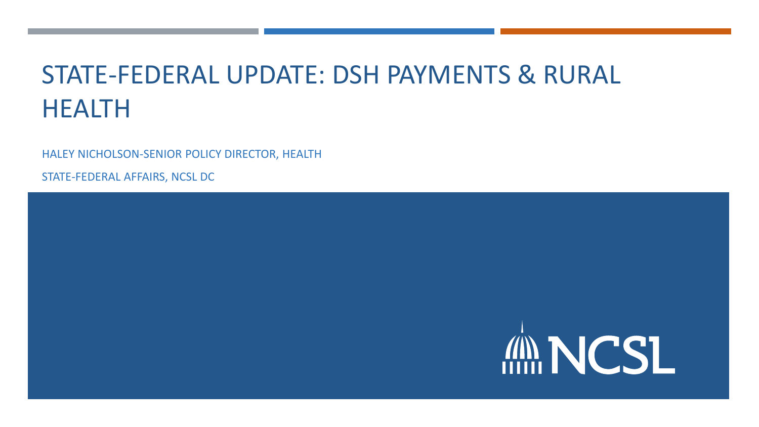# STATE-FEDERAL UPDATE: DSH PAYMENTS & RURAL HEALTH

HALEY NICHOLSON-SENIOR POLICY DIRECTOR, HEALTH

STATE-FEDERAL AFFAIRS, NCSL DC

NCSL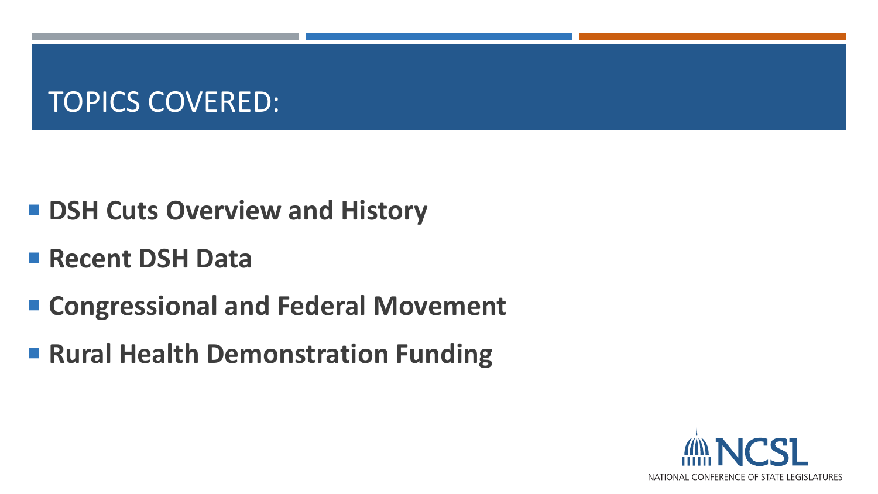# TOPICS COVERED:

- **DSH Cuts Overview and History**
- **Recent DSH Data**
- **Congressional and Federal Movement**
- **Rural Health Demonstration Funding**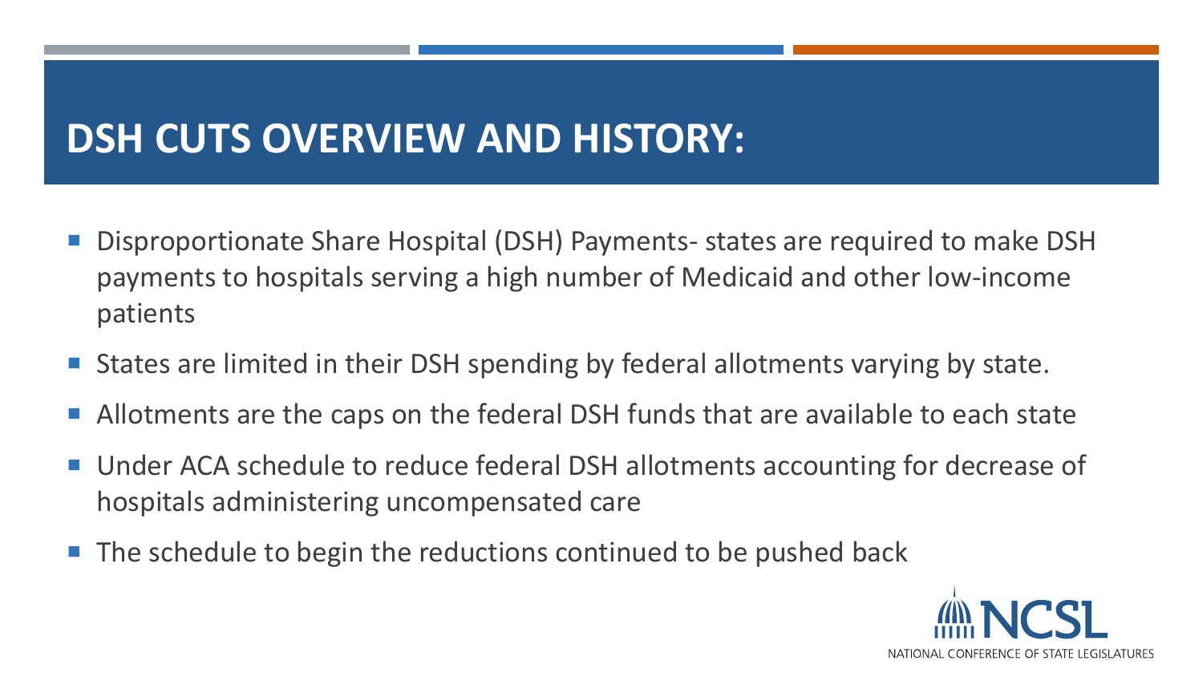# DSH CUTS OVERVIEW AND HISTORY:

- Disproportionate Share Hospital (DSH) Payments- states are required to make DSH payments to hospitals serving a high number of Medicaid and other low-income patients
- States are limited in their DSH spending by federal allotments varying by state.
- Allotments are the caps on the federal DSH funds that are available to each state
- Under ACA schedule to reduce federal DSH allotments accounting for decrease of hospitals administering uncompensated care
- The schedule to begin the reductions continued to be pushed back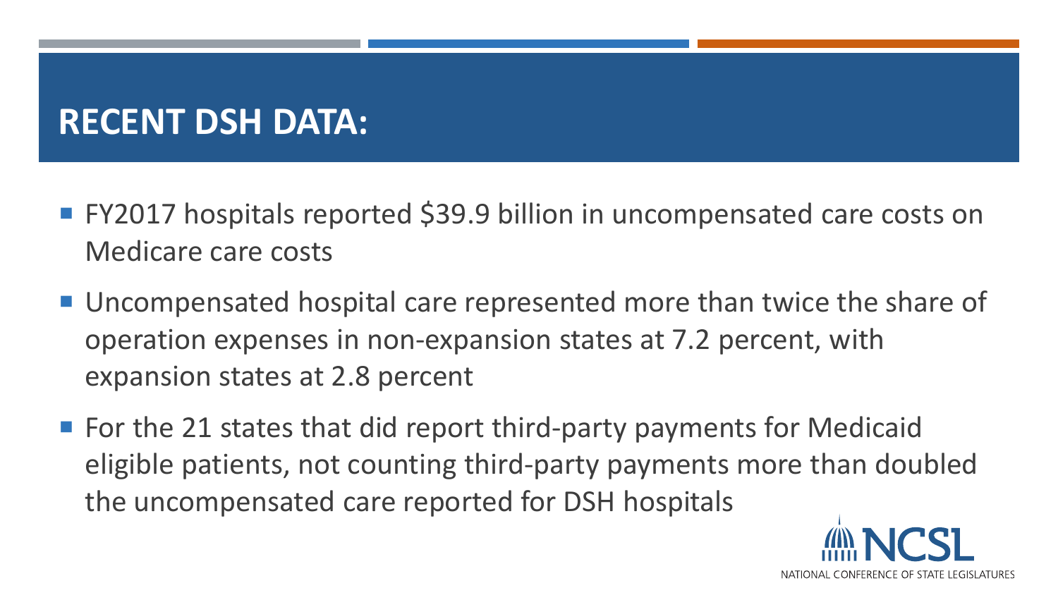# RECENT DSH DATA:

- FY2017 hospitals reported $39.9 billion in uncompensated care costs on Medicare care costs
- Uncompensated hospital care represented more than twice the share of operation expenses in non-expansion states at 7.2 percent, with expansion states at 2.8 percent
- For the 21 states that did report third-party payments for Medicaid eligible patients, not counting third-party payments more than doubled the uncompensated care reported for DSH hospitals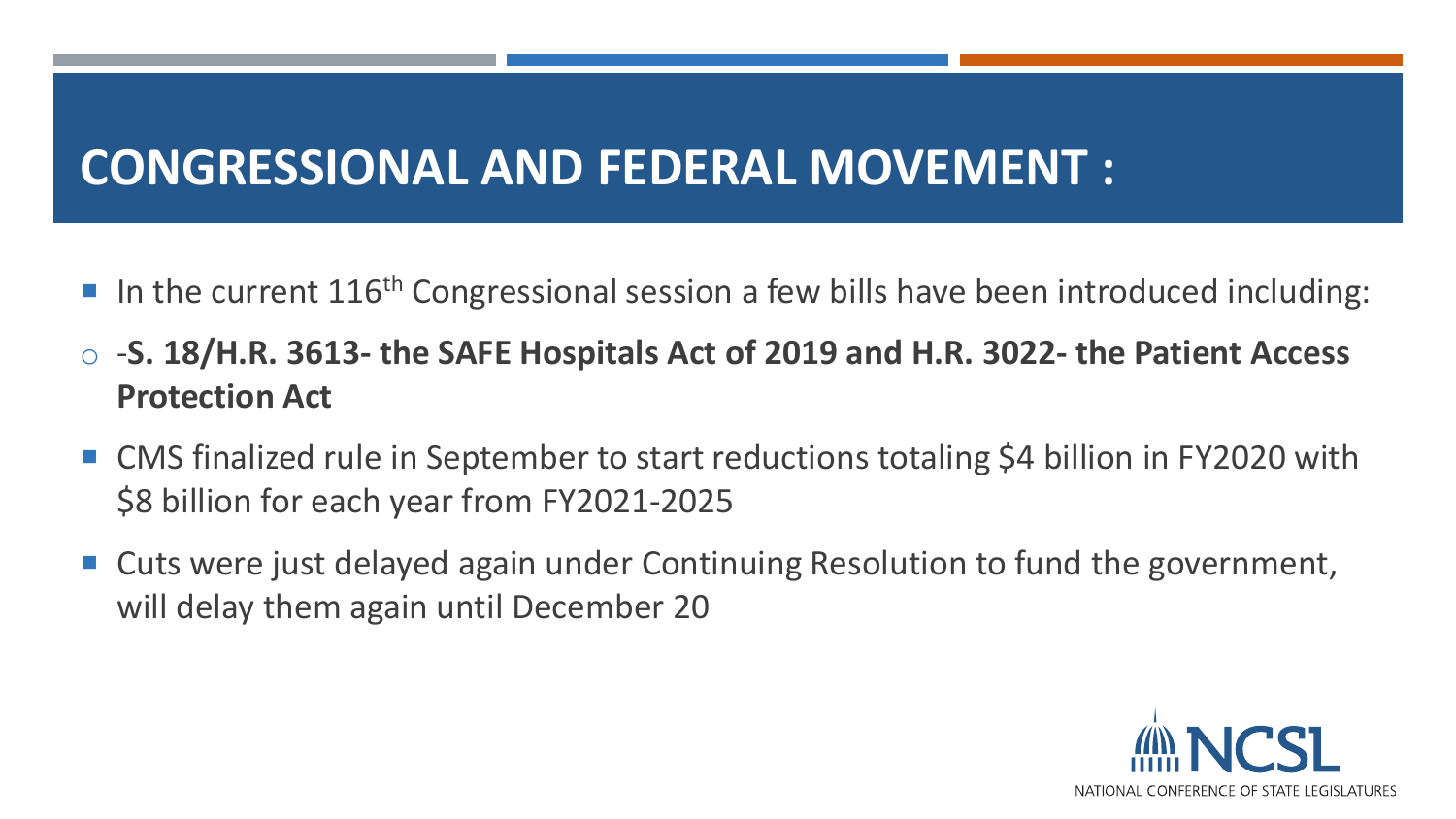# CONGRESSIONAL AND FEDERAL MOVEMENT :

- In the current 116th Congressional session a few bills have been introduced including:
  - -**S. 18/H.R. 3613- the SAFE Hospitals Act of 2019 and H.R. 3022- the Patient Access Protection Act**
- CMS finalized rule in September to start reductions totaling $4 billion in FY2020 with $8 billion for each year from FY2021-2025
- Cuts were just delayed again under Continuing Resolution to fund the government, will delay them again until December 20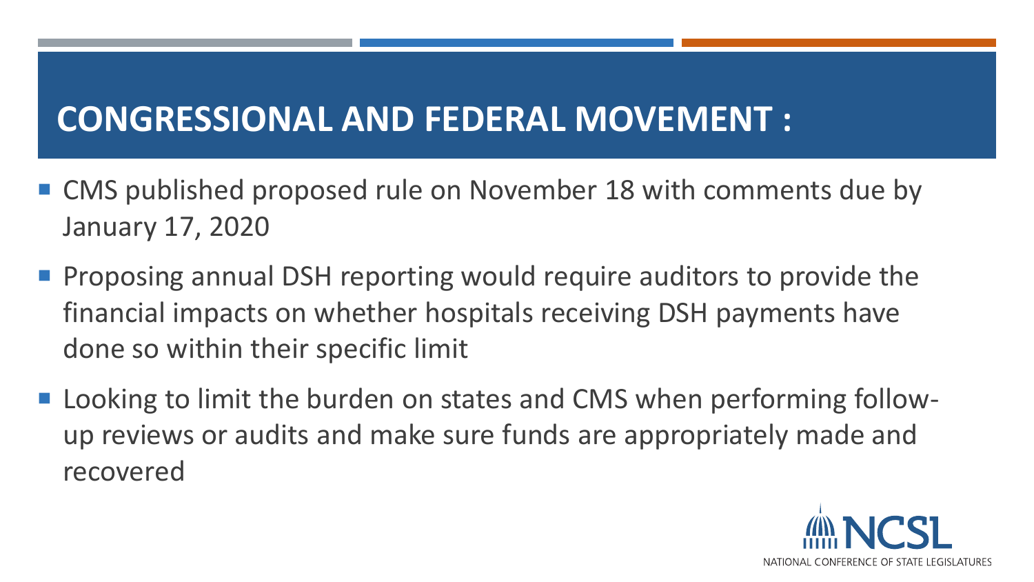# CONGRESSIONAL AND FEDERAL MOVEMENT :

- CMS published proposed rule on November 18 with comments due by January 17, 2020
- Proposing annual DSH reporting would require auditors to provide the financial impacts on whether hospitals receiving DSH payments have done so within their specific limit
- Looking to limit the burden on states and CMS when performing follow-up reviews or audits and make sure funds are appropriately made and recovered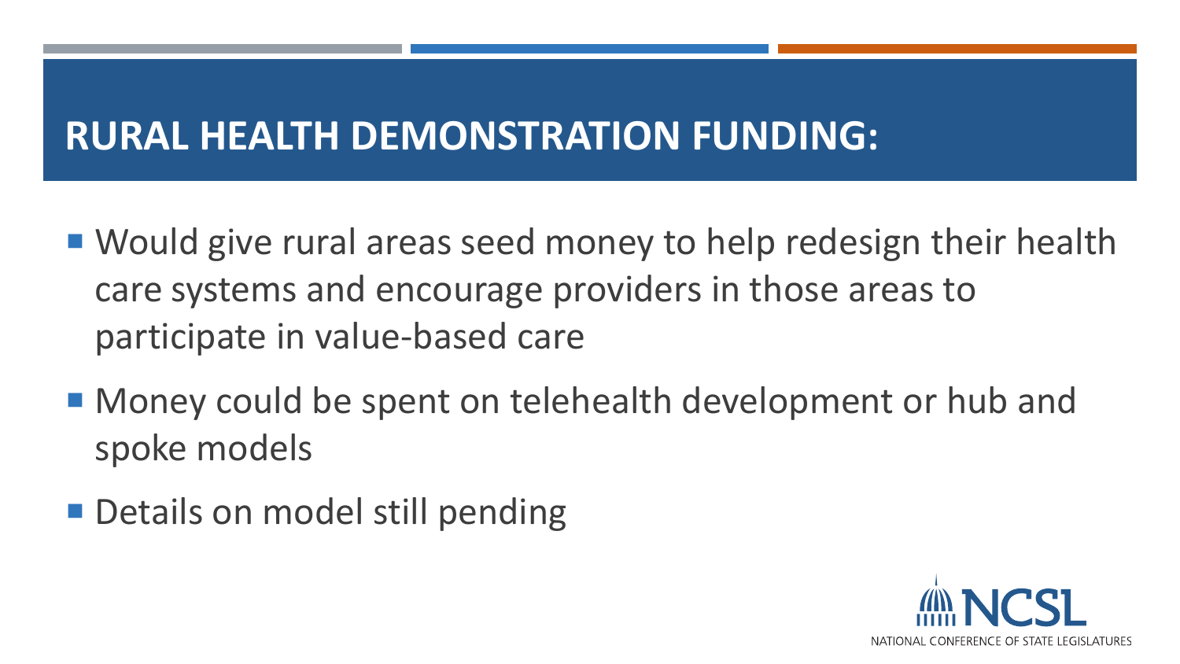# RURAL HEALTH DEMONSTRATION FUNDING:

- Would give rural areas seed money to help redesign their health care systems and encourage providers in those areas to participate in value-based care
- Money could be spent on telehealth development or hub and spoke models
- Details on model still pending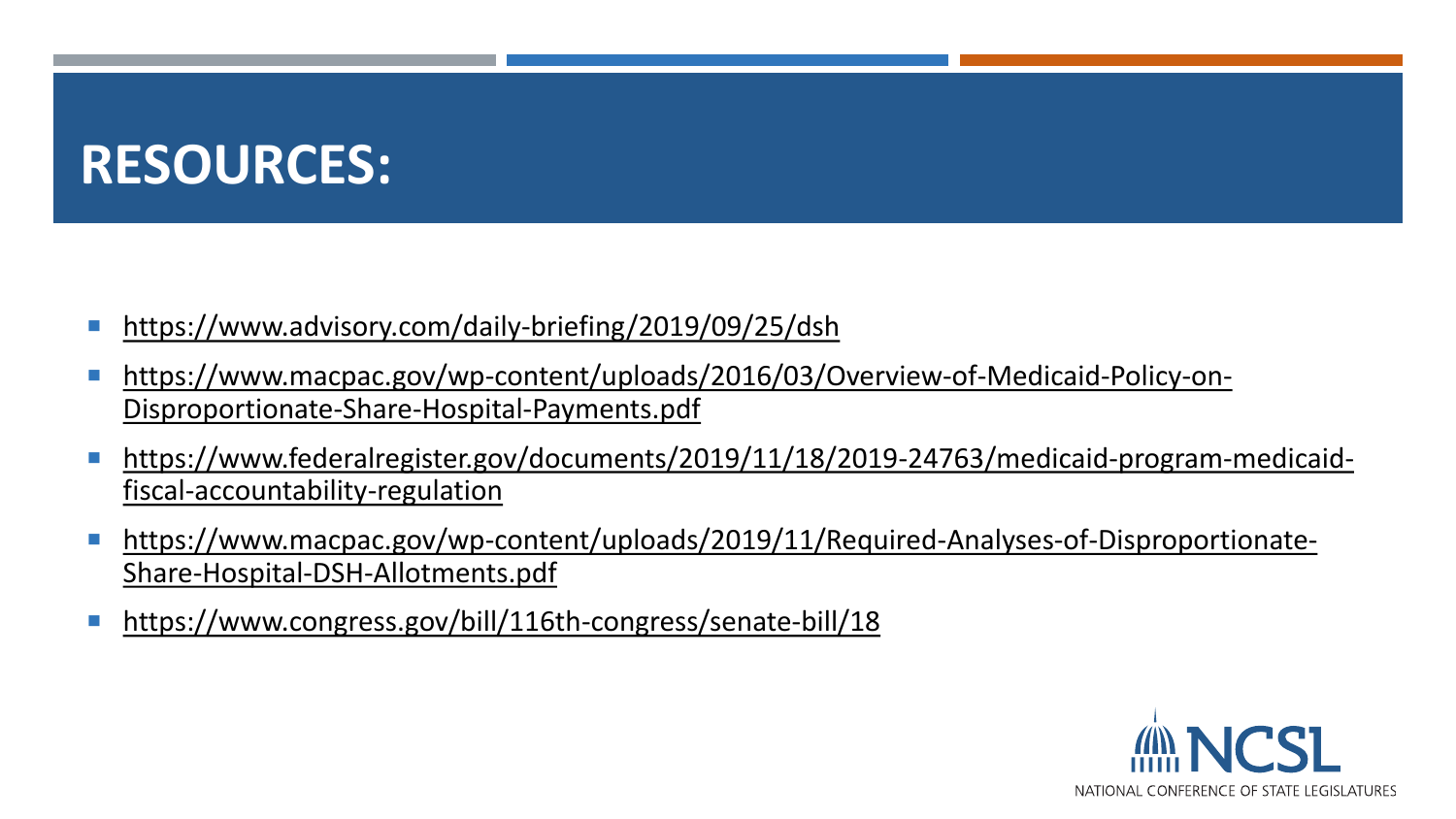# RESOURCES:

- https://www.advisory.com/daily-briefing/2019/09/25/dsh
- https://www.macpac.gov/wp-content/uploads/2016/03/Overview-of-Medicaid-Policy-on-Disproportionate-Share-Hospital-Payments.pdf
- https://www.federalregister.gov/documents/2019/11/18/2019-24763/medicaid-program-medicaid-fiscal-accountability-regulation
- https://www.macpac.gov/wp-content/uploads/2019/11/Required-Analyses-of-Disproportionate-Share-Hospital-DSH-Allotments.pdf
- https://www.congress.gov/bill/116th-congress/senate-bill/18

NCSL
NATIONAL CONFERENCE OF STATE LEGISLATURES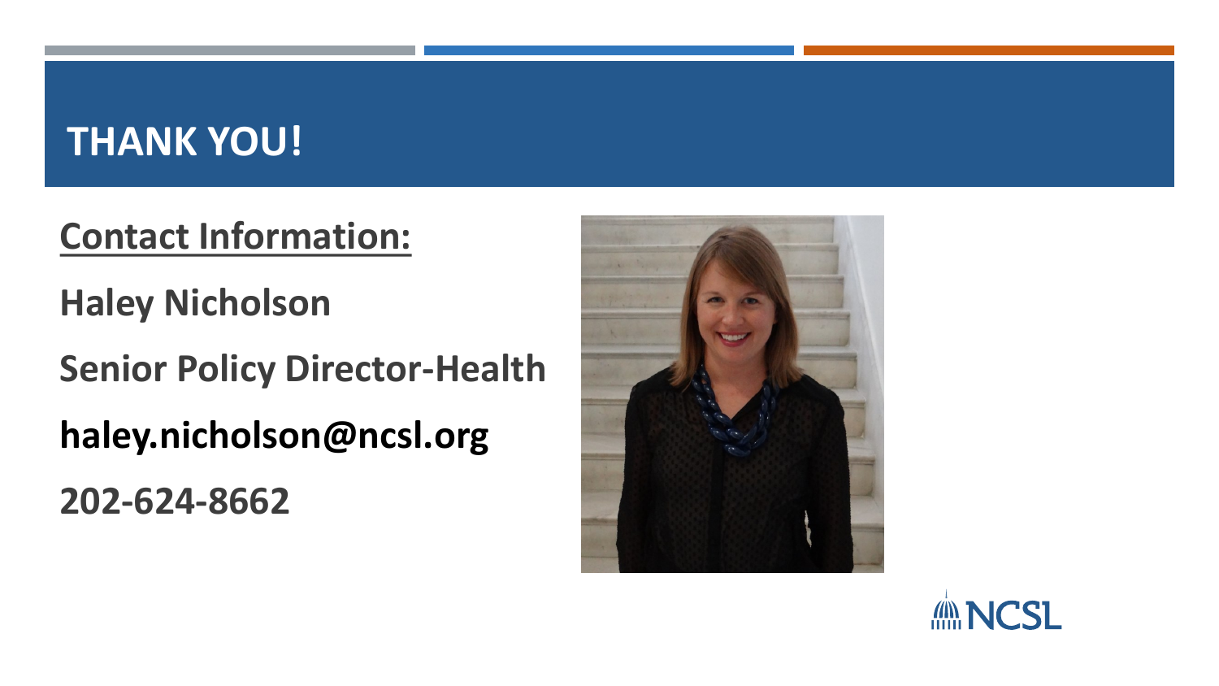# THANK YOU!

**Contact Information:**

**Haley Nicholson**

**Senior Policy Director-Health**

**haley.nicholson@ncsl.org**

**202-624-8662**

NCSL